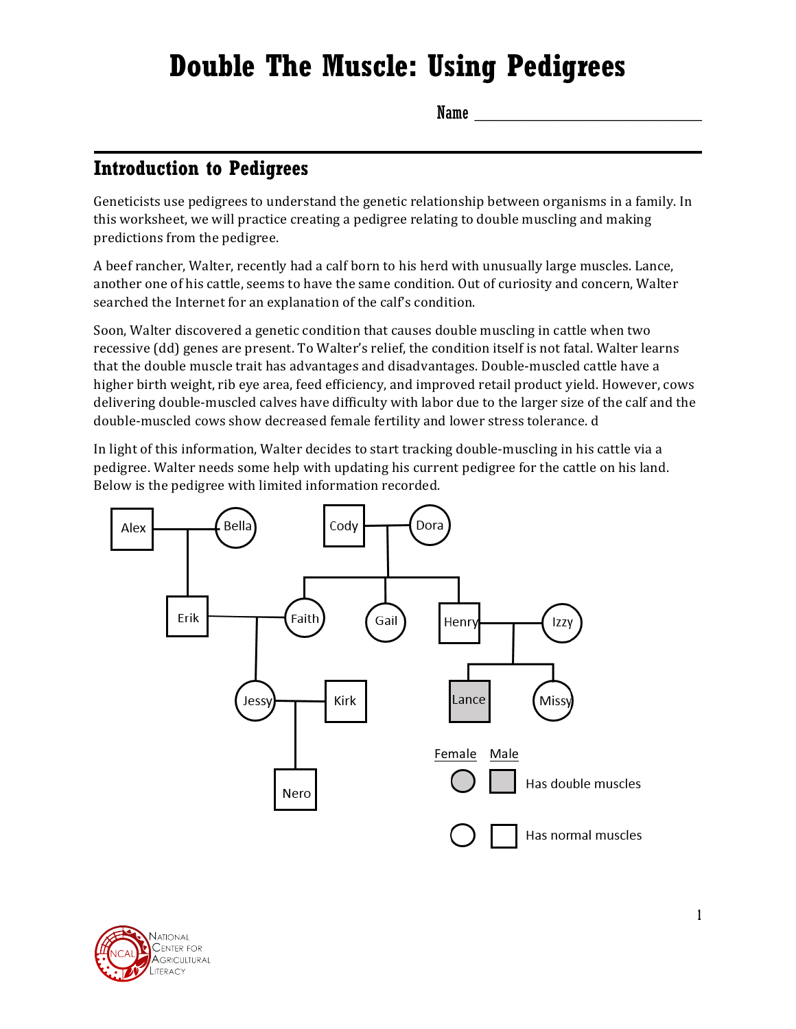# Double The Muscle: Using Pedigrees

Name ______________________________

## Introduction to Pedigrees

Geneticists use pedigrees to understand the genetic relationship between organisms in a family. In this worksheet, we will practice creating a pedigree relating to double muscling and making predictions from the pedigree.

A beef rancher, Walter, recently had a calf born to his herd with unusually large muscles. Lance, another one of his cattle, seems to have the same condition. Out of curiosity and concern, Walter searched the Internet for an explanation of the calf's condition.

Soon, Walter discovered a genetic condition that causes double muscling in cattle when two recessive (dd) genes are present. To Walter's relief, the condition itself is not fatal. Walter learns that the double muscle trait has advantages and disadvantages. Double-muscled cattle have a higher birth weight, rib eye area, feed efficiency, and improved retail product yield. However, cows delivering double-muscled calves have difficulty with labor due to the larger size of the calf and the double-muscled cows show decreased female fertility and lower stress tolerance. d

In light of this information, Walter decides to start tracking double-muscling in his cattle via a pedigree. Walter needs some help with updating his current pedigree for the cattle on his land. Below is the pedigree with limited information recorded.

Alex, Bella, Cody, Dora, Erik, Faith, Gail, Henry, Izzy, Jessy, Kirk, Lance, Missy, Nero

| Female | Male | |
|---|---|---|
| ● (shaded) | ■ (shaded) | Has double muscles |
| ○ | □ | Has normal muscles |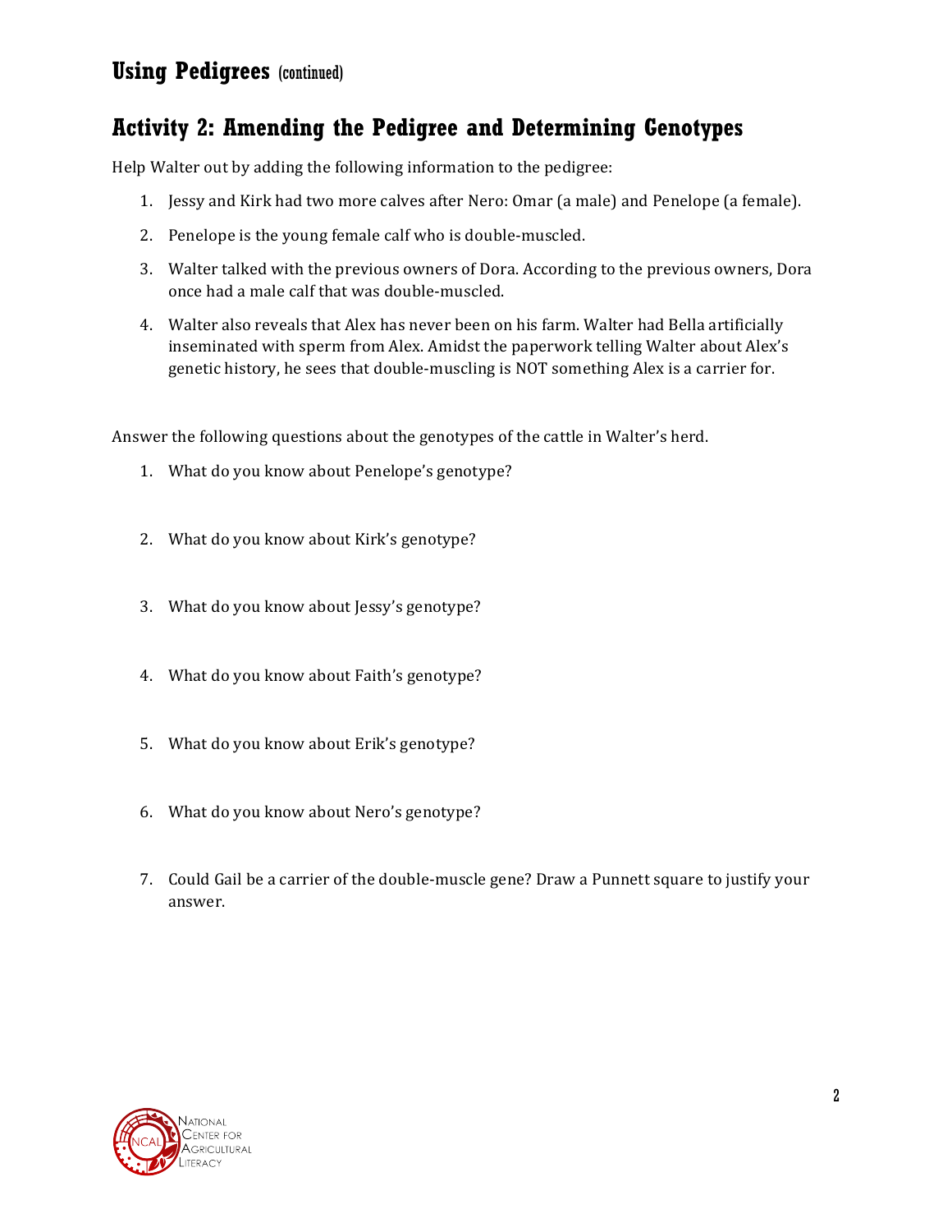## Using Pedigrees (continued)

## Activity 2: Amending the Pedigree and Determining Genotypes

Help Walter out by adding the following information to the pedigree:

1. Jessy and Kirk had two more calves after Nero: Omar (a male) and Penelope (a female).
2. Penelope is the young female calf who is double-muscled.
3. Walter talked with the previous owners of Dora. According to the previous owners, Dora once had a male calf that was double-muscled.
4. Walter also reveals that Alex has never been on his farm. Walter had Bella artificially inseminated with sperm from Alex. Amidst the paperwork telling Walter about Alex's genetic history, he sees that double-muscling is NOT something Alex is a carrier for.

Answer the following questions about the genotypes of the cattle in Walter's herd.

1. What do you know about Penelope's genotype?
2. What do you know about Kirk's genotype?
3. What do you know about Jessy's genotype?
4. What do you know about Faith's genotype?
5. What do you know about Erik's genotype?
6. What do you know about Nero's genotype?
7. Could Gail be a carrier of the double-muscle gene? Draw a Punnett square to justify your answer.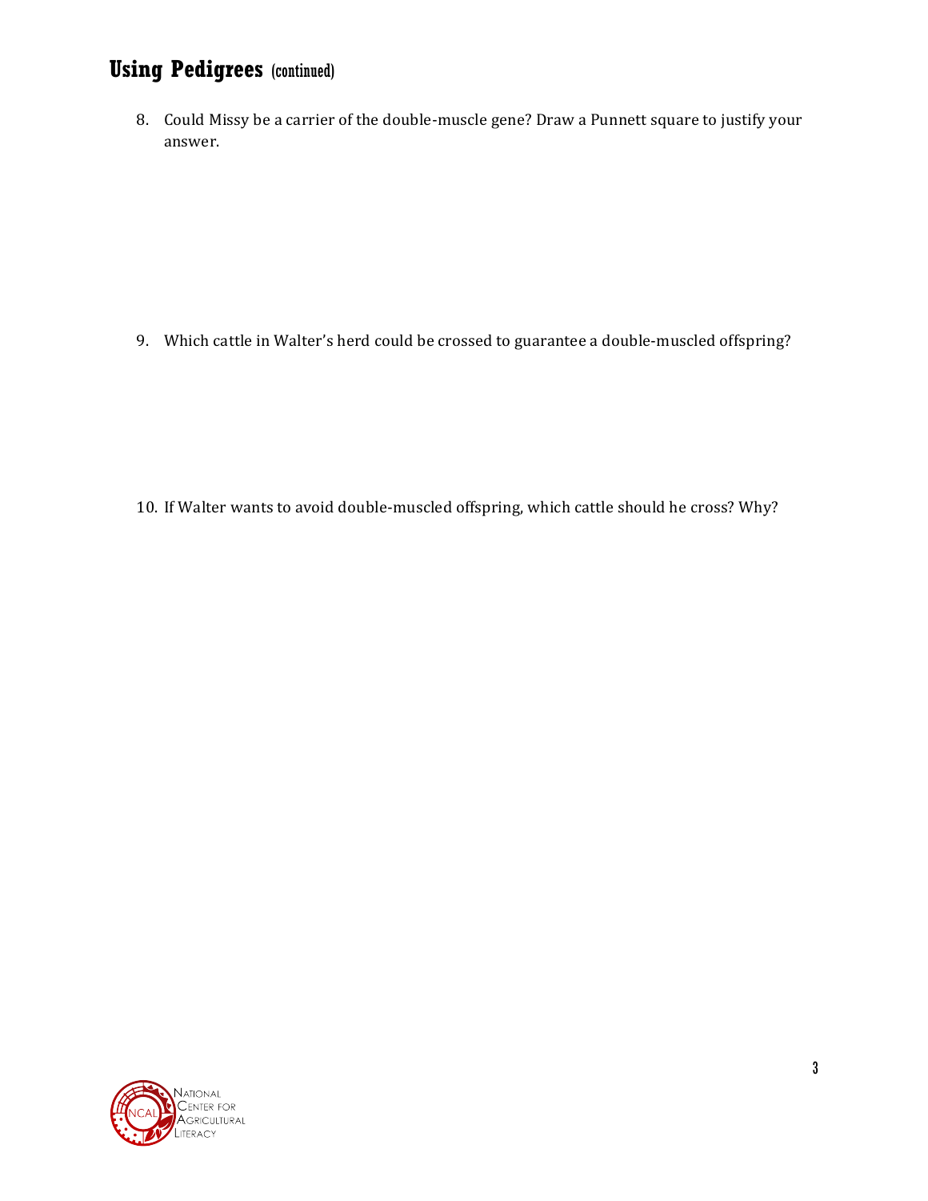## Using Pedigrees (continued)

8. Could Missy be a carrier of the double-muscle gene? Draw a Punnett square to justify your answer.

9. Which cattle in Walter's herd could be crossed to guarantee a double-muscled offspring?

10. If Walter wants to avoid double-muscled offspring, which cattle should he cross? Why?

National Center for Agricultural Literacy